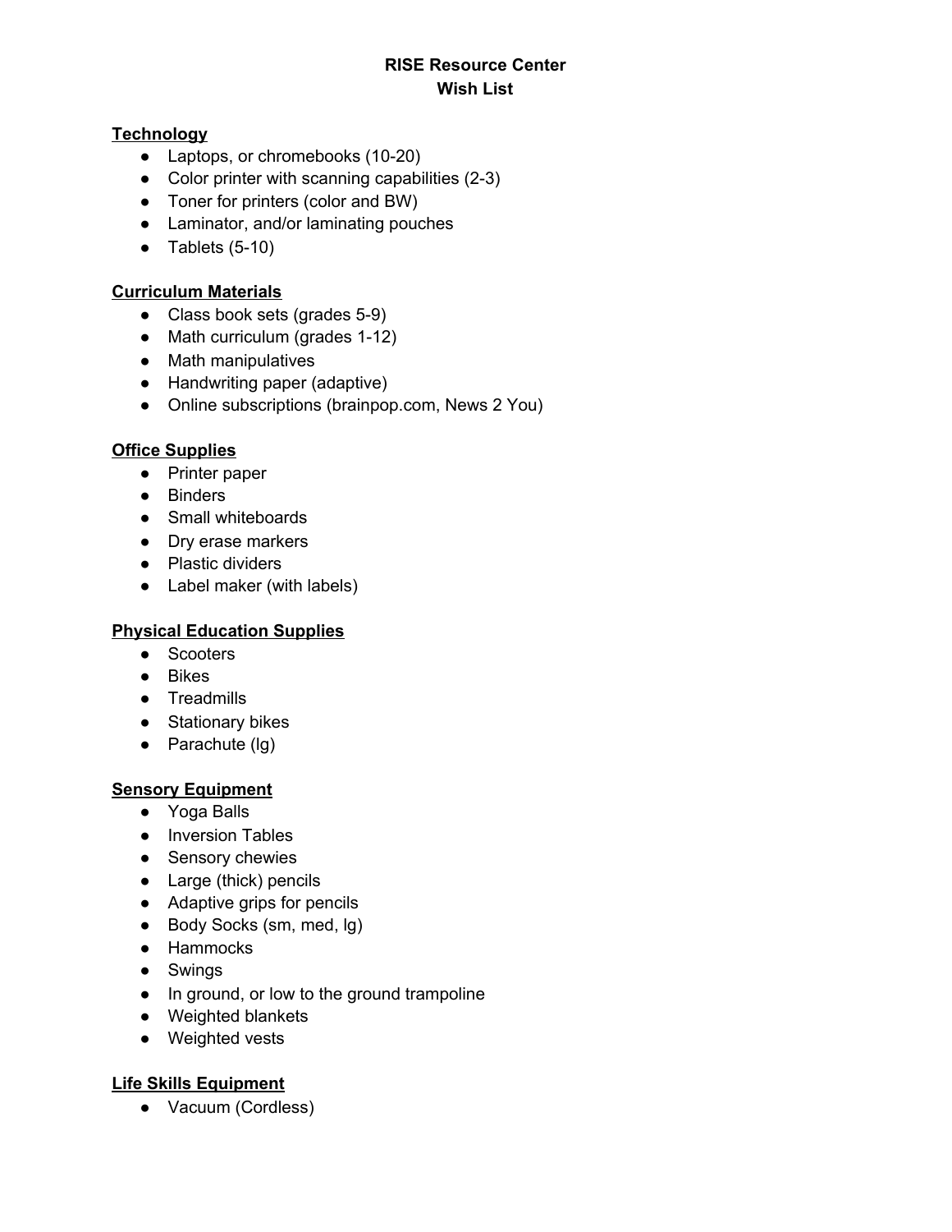# RISE Resource Center
## Wish List

### Technology

- Laptops, or chromebooks (10-20)
- Color printer with scanning capabilities (2-3)
- Toner for printers (color and BW)
- Laminator, and/or laminating pouches
- Tablets (5-10)

### Curriculum Materials

- Class book sets (grades 5-9)
- Math curriculum (grades 1-12)
- Math manipulatives
- Handwriting paper (adaptive)
- Online subscriptions (brainpop.com, News 2 You)

### Office Supplies

- Printer paper
- Binders
- Small whiteboards
- Dry erase markers
- Plastic dividers
- Label maker (with labels)

### Physical Education Supplies

- Scooters
- Bikes
- Treadmills
- Stationary bikes
- Parachute (lg)

### Sensory Equipment

- Yoga Balls
- Inversion Tables
- Sensory chewies
- Large (thick) pencils
- Adaptive grips for pencils
- Body Socks (sm, med, lg)
- Hammocks
- Swings
- In ground, or low to the ground trampoline
- Weighted blankets
- Weighted vests

### Life Skills Equipment

- Vacuum (Cordless)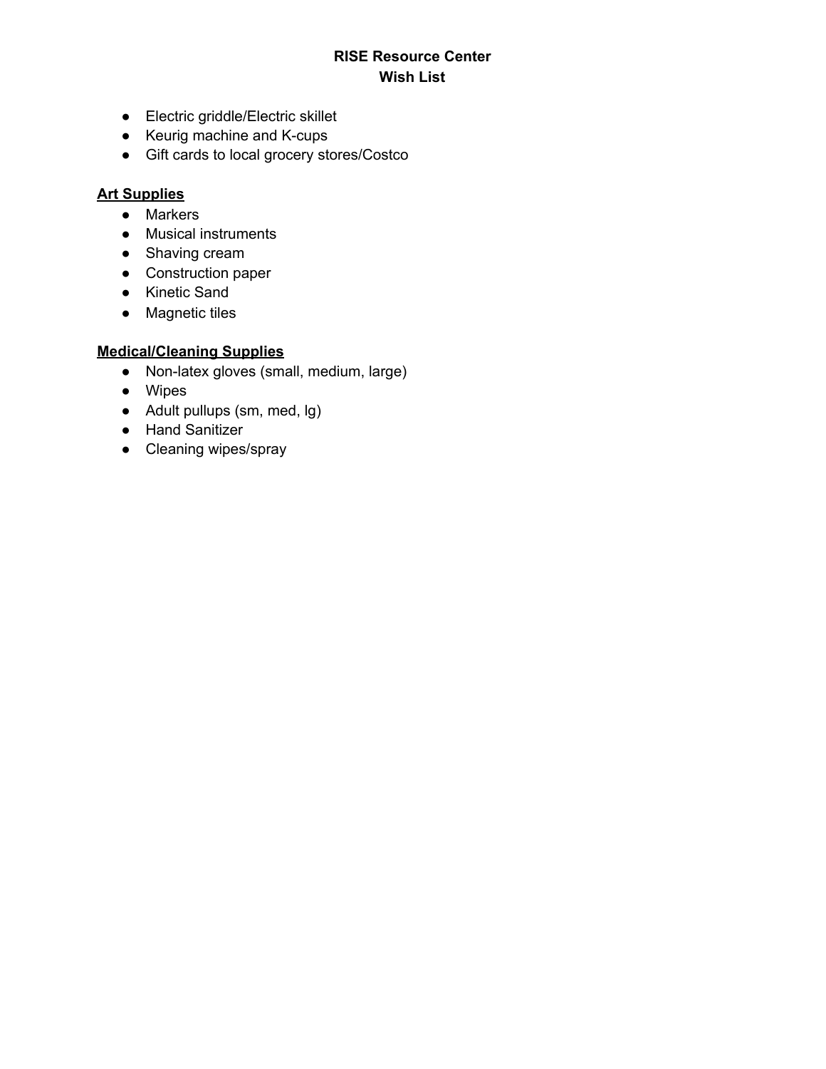**RISE Resource Center**
**Wish List**

- Electric griddle/Electric skillet
- Keurig machine and K-cups
- Gift cards to local grocery stores/Costco

**Art Supplies**

- Markers
- Musical instruments
- Shaving cream
- Construction paper
- Kinetic Sand
- Magnetic tiles

**Medical/Cleaning Supplies**

- Non-latex gloves (small, medium, large)
- Wipes
- Adult pullups (sm, med, lg)
- Hand Sanitizer
- Cleaning wipes/spray